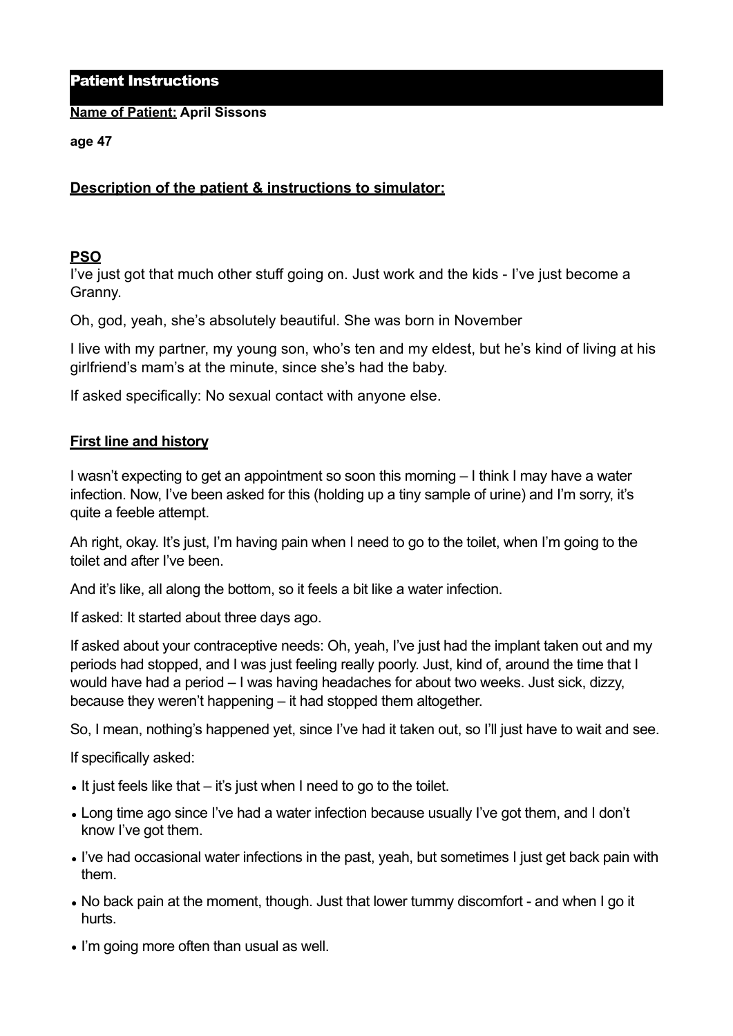## Patient Instructions

**Name of Patient: April Sissons**

**age 47**

**Description of the patient & instructions to simulator:**

**PSO**

I've just got that much other stuff going on. Just work and the kids - I've just become a Granny.

Oh, god, yeah, she's absolutely beautiful. She was born in November

I live with my partner, my young son, who's ten and my eldest, but he's kind of living at his girlfriend's mam's at the minute, since she's had the baby.

If asked specifically: No sexual contact with anyone else.

**First line and history**

I wasn't expecting to get an appointment so soon this morning – I think I may have a water infection. Now, I've been asked for this (holding up a tiny sample of urine) and I'm sorry, it's quite a feeble attempt.

Ah right, okay. It's just, I'm having pain when I need to go to the toilet, when I'm going to the toilet and after I've been.

And it's like, all along the bottom, so it feels a bit like a water infection.

If asked: It started about three days ago.

If asked about your contraceptive needs: Oh, yeah, I've just had the implant taken out and my periods had stopped, and I was just feeling really poorly. Just, kind of, around the time that I would have had a period – I was having headaches for about two weeks. Just sick, dizzy, because they weren't happening – it had stopped them altogether.

So, I mean, nothing's happened yet, since I've had it taken out, so I'll just have to wait and see.

If specifically asked:

- It just feels like that – it's just when I need to go to the toilet.
- Long time ago since I've had a water infection because usually I've got them, and I don't know I've got them.
- I've had occasional water infections in the past, yeah, but sometimes I just get back pain with them.
- No back pain at the moment, though. Just that lower tummy discomfort - and when I go it hurts.
- I'm going more often than usual as well.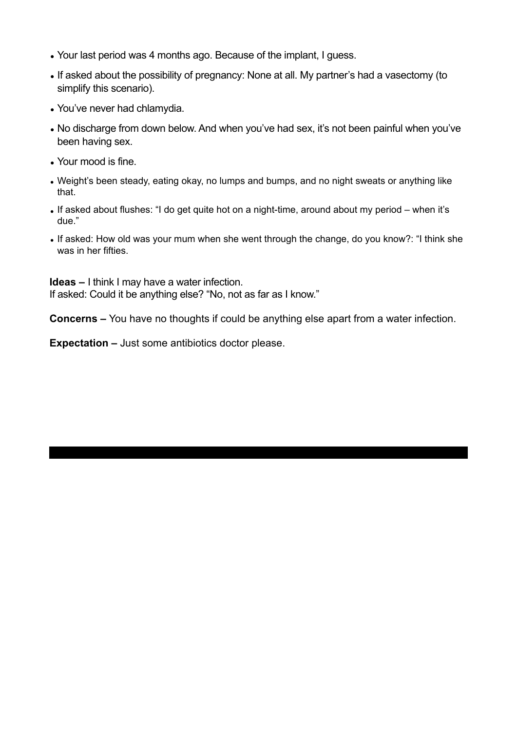- Your last period was 4 months ago. Because of the implant, I guess.
- If asked about the possibility of pregnancy: None at all. My partner's had a vasectomy (to simplify this scenario).
- You've never had chlamydia.
- No discharge from down below. And when you've had sex, it's not been painful when you've been having sex.
- Your mood is fine.
- Weight's been steady, eating okay, no lumps and bumps, and no night sweats or anything like that.
- If asked about flushes: "I do get quite hot on a night-time, around about my period – when it's due."
- If asked: How old was your mum when she went through the change, do you know?: "I think she was in her fifties.

**Ideas –** I think I may have a water infection.
If asked: Could it be anything else? "No, not as far as I know."

**Concerns –** You have no thoughts if could be anything else apart from a water infection.

**Expectation –** Just some antibiotics doctor please.